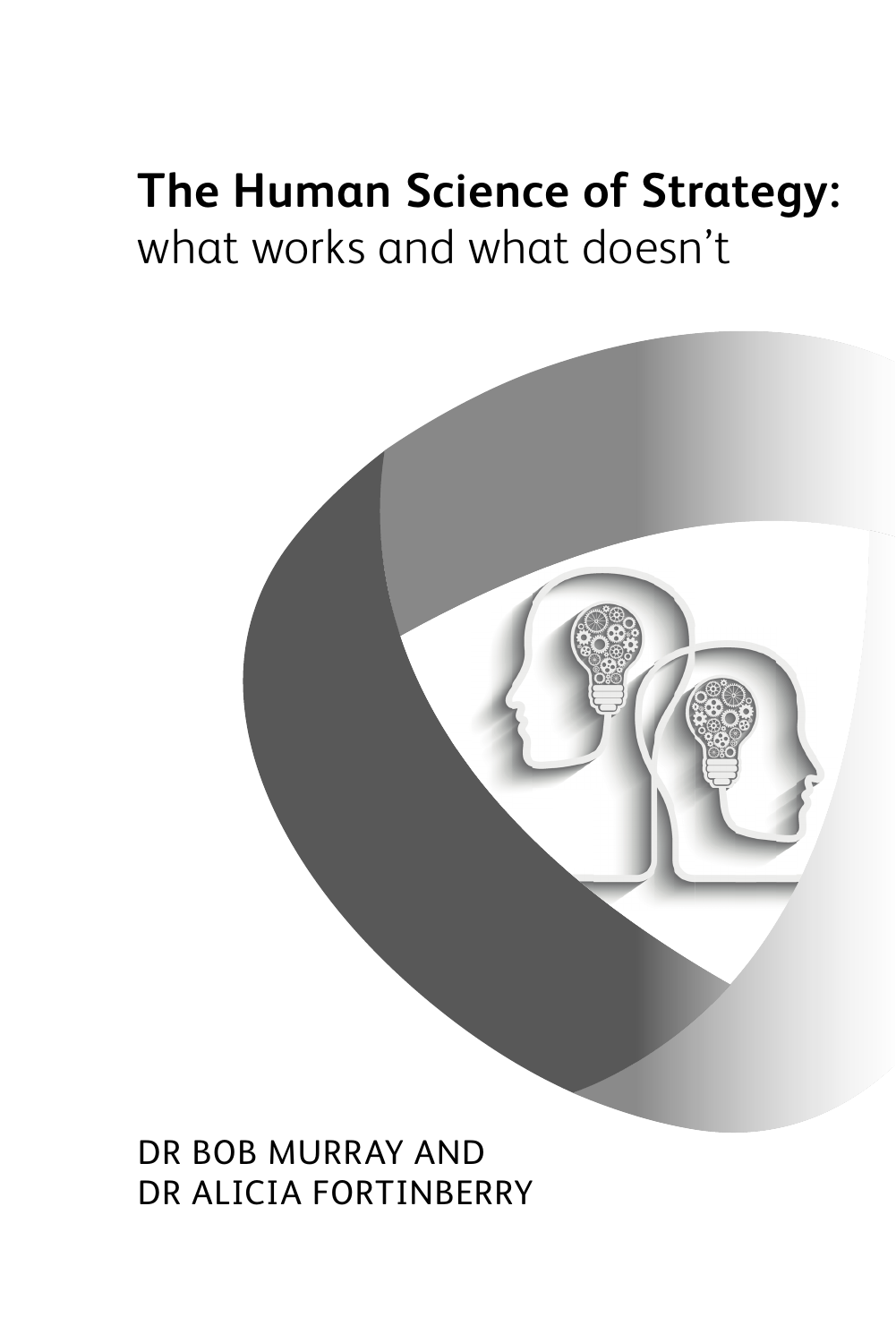# **The Human Science of Strategy:** what works and what doesn't

DR BOB MURRAY AND
DR ALICIA FORTINBERRY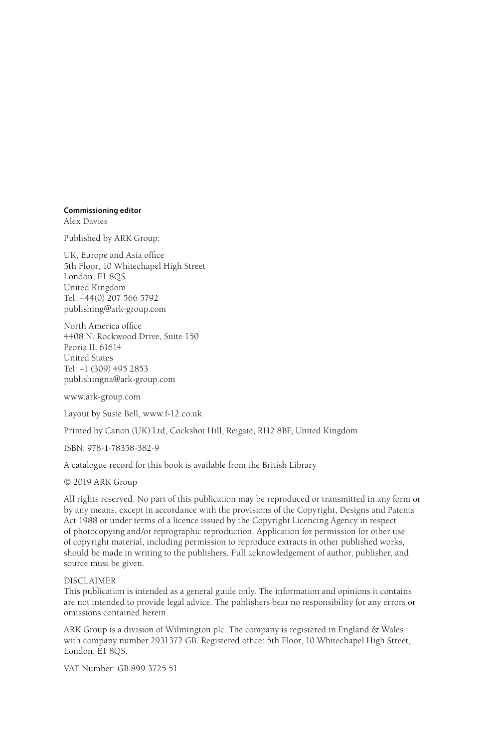**Commissioning editor**
Alex Davies

Published by ARK Group:

UK, Europe and Asia office
5th Floor, 10 Whitechapel High Street
London, E1 8QS
United Kingdom
Tel: +44(0) 207 566 5792
publishing@ark-group.com

North America office
4408 N. Rockwood Drive, Suite 150
Peoria IL 61614
United States
Tel: +1 (309) 495 2853
publishingna@ark-group.com

www.ark-group.com

Layout by Susie Bell, www.f-12.co.uk

Printed by Canon (UK) Ltd, Cockshot Hill, Reigate, RH2 8BF, United Kingdom

ISBN: 978-1-78358-382-9

A catalogue record for this book is available from the British Library

© 2019 ARK Group

All rights reserved. No part of this publication may be reproduced or transmitted in any form or by any means, except in accordance with the provisions of the Copyright, Designs and Patents Act 1988 or under terms of a licence issued by the Copyright Licencing Agency in respect of photocopying and/or reprographic reproduction. Application for permission for other use of copyright material, including permission to reproduce extracts in other published works, should be made in writing to the publishers. Full acknowledgement of author, publisher, and source must be given.

DISCLAIMER
This publication is intended as a general guide only. The information and opinions it contains are not intended to provide legal advice. The publishers bear no responsibility for any errors or omissions contained herein.

ARK Group is a division of Wilmington plc. The company is registered in England & Wales with company number 2931372 GB. Registered office: 5th Floor, 10 Whitechapel High Street, London, E1 8QS.

VAT Number: GB 899 3725 51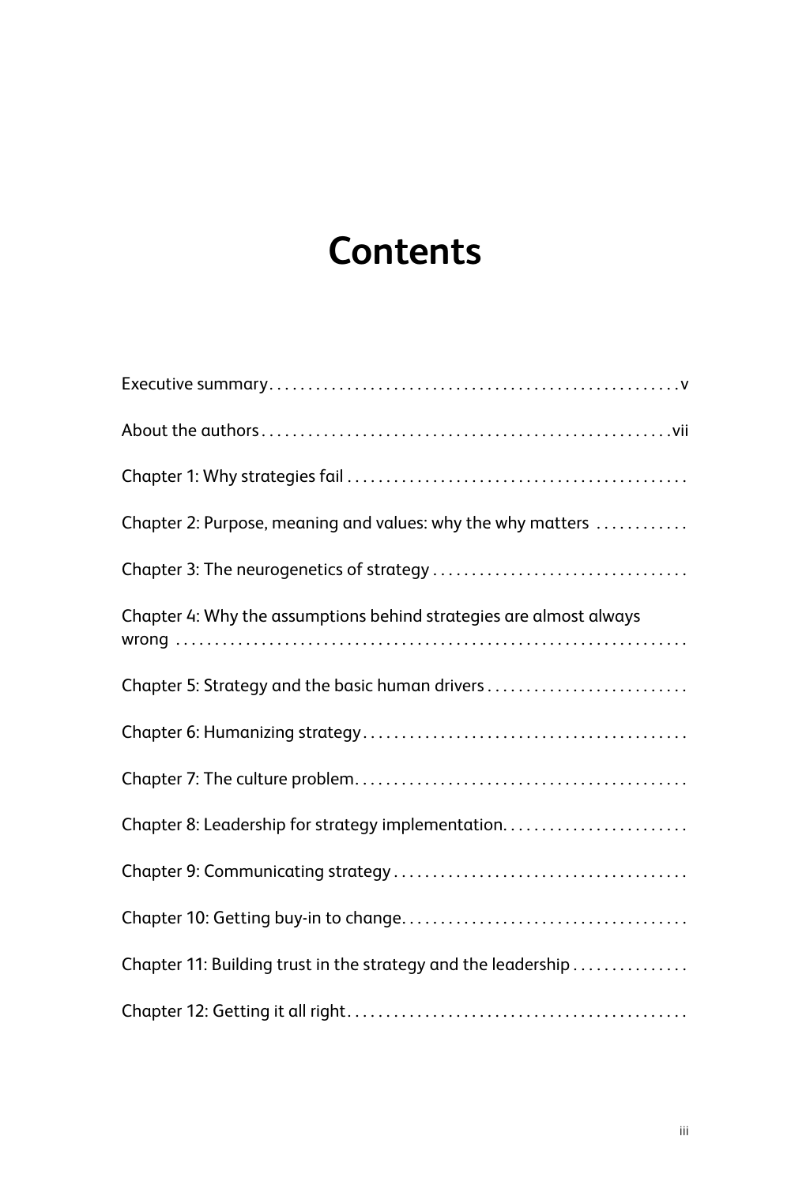# Contents

Executive summary . . . . . . . . . . . . . . . . . . . . . . . . . . . . . . . . . . . . . . . . . . . . . . . . . . . v

About the authors . . . . . . . . . . . . . . . . . . . . . . . . . . . . . . . . . . . . . . . . . . . . . . . . . . . vii

Chapter 1: Why strategies fail . . . . . . . . . . . . . . . . . . . . . . . . . . . . . . . . . . . . . . . . . . .

Chapter 2: Purpose, meaning and values: why the why matters . . . . . . . . . . . .

Chapter 3: The neurogenetics of strategy . . . . . . . . . . . . . . . . . . . . . . . . . . . . . . . . .

Chapter 4: Why the assumptions behind strategies are almost always wrong . . . . . . . . . . . . . . . . . . . . . . . . . . . . . . . . . . . . . . . . . . . . . . . . . . . . . . . . . . . . . . . .

Chapter 5: Strategy and the basic human drivers . . . . . . . . . . . . . . . . . . . . . . . . . .

Chapter 6: Humanizing strategy . . . . . . . . . . . . . . . . . . . . . . . . . . . . . . . . . . . . . . . . . .

Chapter 7: The culture problem . . . . . . . . . . . . . . . . . . . . . . . . . . . . . . . . . . . . . . . . . .

Chapter 8: Leadership for strategy implementation . . . . . . . . . . . . . . . . . . . . . . . .

Chapter 9: Communicating strategy . . . . . . . . . . . . . . . . . . . . . . . . . . . . . . . . . . . . . .

Chapter 10: Getting buy-in to change . . . . . . . . . . . . . . . . . . . . . . . . . . . . . . . . . . . . .

Chapter 11: Building trust in the strategy and the leadership . . . . . . . . . . . . . . .

Chapter 12: Getting it all right . . . . . . . . . . . . . . . . . . . . . . . . . . . . . . . . . . . . . . . . . . .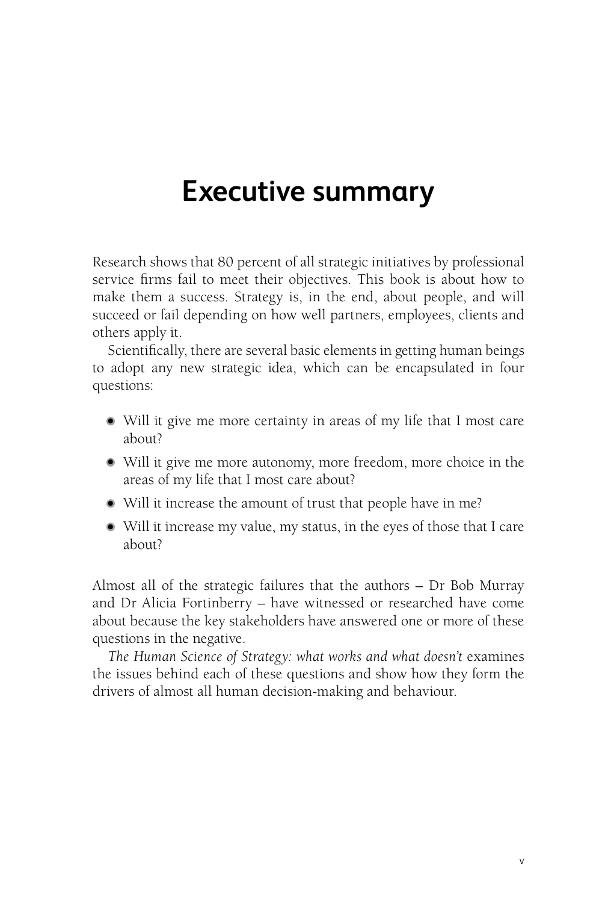# Executive summary

Research shows that 80 percent of all strategic initiatives by professional service firms fail to meet their objectives. This book is about how to make them a success. Strategy is, in the end, about people, and will succeed or fail depending on how well partners, employees, clients and others apply it.

Scientifically, there are several basic elements in getting human beings to adopt any new strategic idea, which can be encapsulated in four questions:

- Will it give me more certainty in areas of my life that I most care about?
- Will it give me more autonomy, more freedom, more choice in the areas of my life that I most care about?
- Will it increase the amount of trust that people have in me?
- Will it increase my value, my status, in the eyes of those that I care about?

Almost all of the strategic failures that the authors – Dr Bob Murray and Dr Alicia Fortinberry – have witnessed or researched have come about because the key stakeholders have answered one or more of these questions in the negative.

*The Human Science of Strategy: what works and what doesn't* examines the issues behind each of these questions and show how they form the drivers of almost all human decision-making and behaviour.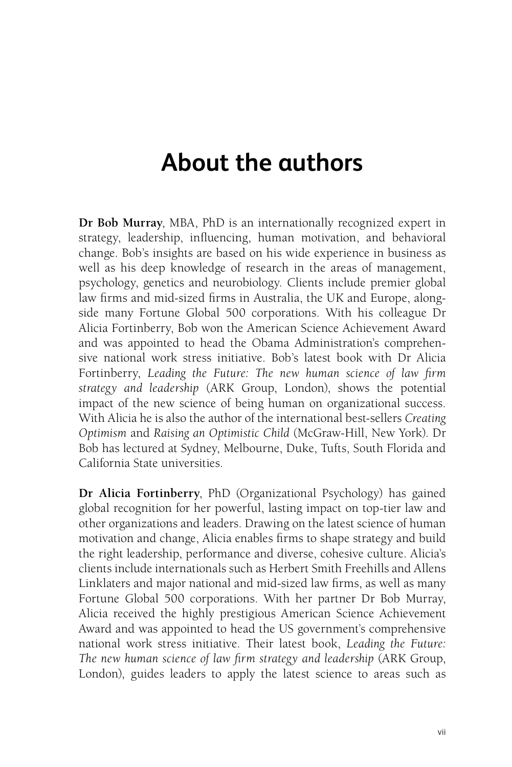# About the authors

**Dr Bob Murray**, MBA, PhD is an internationally recognized expert in strategy, leadership, influencing, human motivation, and behavioral change. Bob's insights are based on his wide experience in business as well as his deep knowledge of research in the areas of management, psychology, genetics and neurobiology. Clients include premier global law firms and mid-sized firms in Australia, the UK and Europe, alongside many Fortune Global 500 corporations. With his colleague Dr Alicia Fortinberry, Bob won the American Science Achievement Award and was appointed to head the Obama Administration's comprehensive national work stress initiative. Bob's latest book with Dr Alicia Fortinberry, *Leading the Future: The new human science of law firm strategy and leadership* (ARK Group, London), shows the potential impact of the new science of being human on organizational success. With Alicia he is also the author of the international best-sellers *Creating Optimism* and *Raising an Optimistic Child* (McGraw-Hill, New York). Dr Bob has lectured at Sydney, Melbourne, Duke, Tufts, South Florida and California State universities.

**Dr Alicia Fortinberry**, PhD (Organizational Psychology) has gained global recognition for her powerful, lasting impact on top-tier law and other organizations and leaders. Drawing on the latest science of human motivation and change, Alicia enables firms to shape strategy and build the right leadership, performance and diverse, cohesive culture. Alicia's clients include internationals such as Herbert Smith Freehills and Allens Linklaters and major national and mid-sized law firms, as well as many Fortune Global 500 corporations. With her partner Dr Bob Murray, Alicia received the highly prestigious American Science Achievement Award and was appointed to head the US government's comprehensive national work stress initiative. Their latest book, *Leading the Future: The new human science of law firm strategy and leadership* (ARK Group, London), guides leaders to apply the latest science to areas such as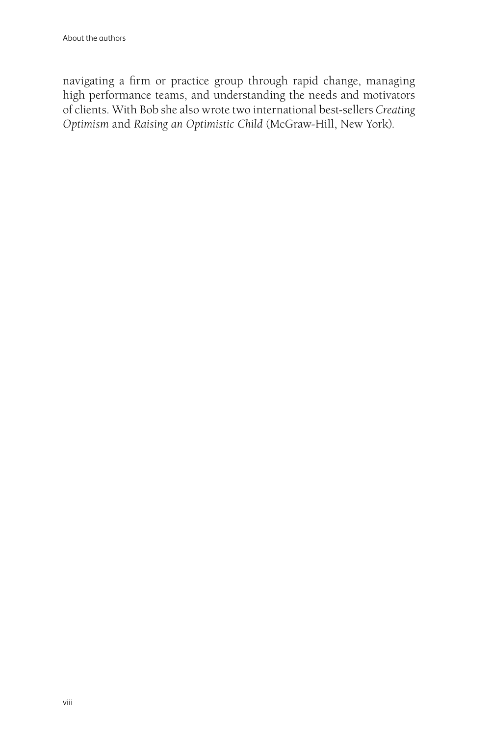navigating a firm or practice group through rapid change, managing high performance teams, and understanding the needs and motivators of clients. With Bob she also wrote two international best-sellers *Creating Optimism* and *Raising an Optimistic Child* (McGraw-Hill, New York).